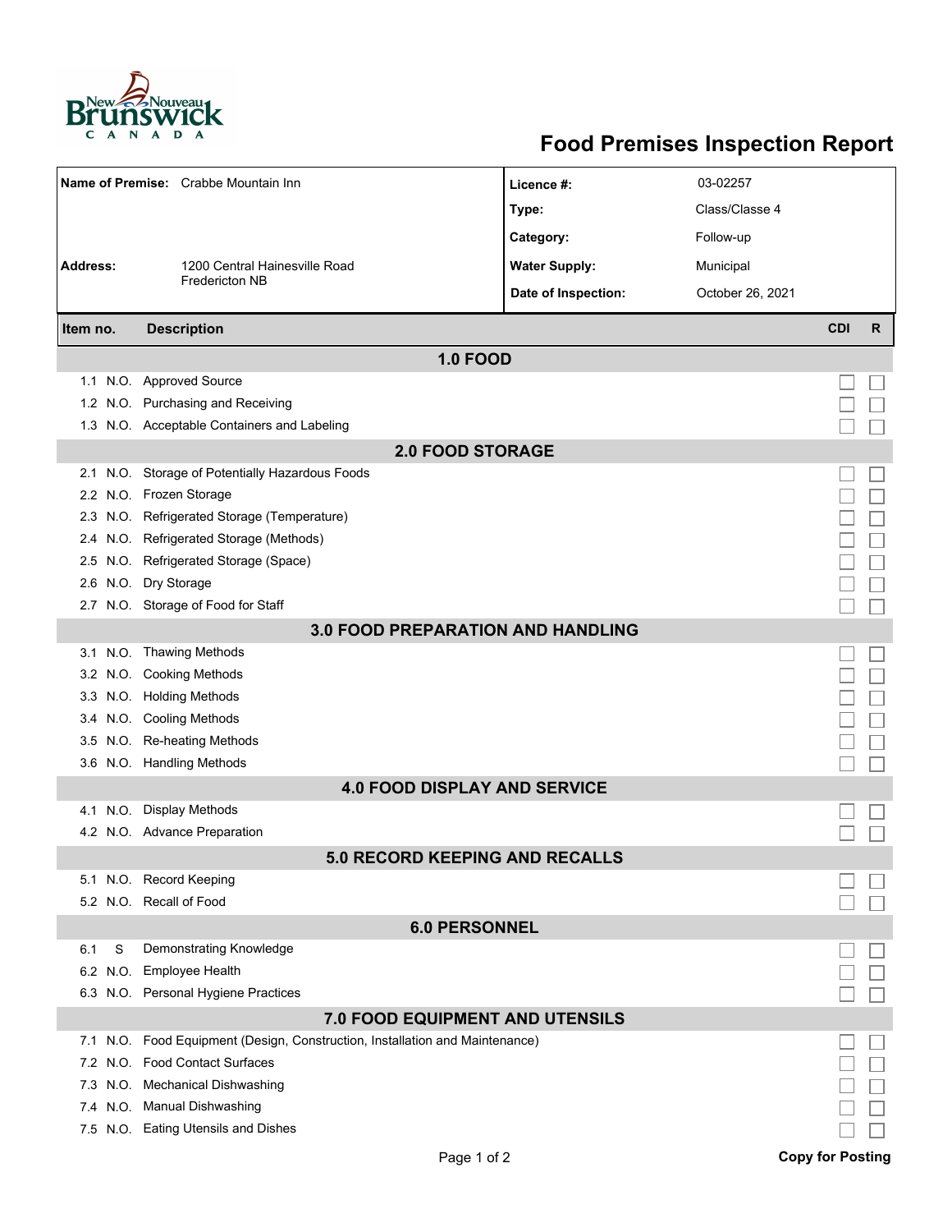# Food Premises Inspection Report

| | | | |
|---|---|---|---|
| **Name of Premise:** | Crabbe Mountain Inn | **Licence #:** | 03-02257 |
| | | **Type:** | Class/Classe 4 |
| | | **Category:** | Follow-up |
| **Address:** | 1200 Central Hainesville Road Fredericton NB | **Water Supply:** | Municipal |
| | | **Date of Inspection:** | October 26, 2021 |

| Item no. | | Description | CDI | R |
|---|---|---|---|---|
| **1.0 FOOD** | | | | |
| 1.1 | N.O. | Approved Source | ☐ | ☐ |
| 1.2 | N.O. | Purchasing and Receiving | ☐ | ☐ |
| 1.3 | N.O. | Acceptable Containers and Labeling | ☐ | ☐ |
| **2.0 FOOD STORAGE** | | | | |
| 2.1 | N.O. | Storage of Potentially Hazardous Foods | ☐ | ☐ |
| 2.2 | N.O. | Frozen Storage | ☐ | ☐ |
| 2.3 | N.O. | Refrigerated Storage (Temperature) | ☐ | ☐ |
| 2.4 | N.O. | Refrigerated Storage (Methods) | ☐ | ☐ |
| 2.5 | N.O. | Refrigerated Storage (Space) | ☐ | ☐ |
| 2.6 | N.O. | Dry Storage | ☐ | ☐ |
| 2.7 | N.O. | Storage of Food for Staff | ☐ | ☐ |
| **3.0 FOOD PREPARATION AND HANDLING** | | | | |
| 3.1 | N.O. | Thawing Methods | ☐ | ☐ |
| 3.2 | N.O. | Cooking Methods | ☐ | ☐ |
| 3.3 | N.O. | Holding Methods | ☐ | ☐ |
| 3.4 | N.O. | Cooling Methods | ☐ | ☐ |
| 3.5 | N.O. | Re-heating Methods | ☐ | ☐ |
| 3.6 | N.O. | Handling Methods | ☐ | ☐ |
| **4.0 FOOD DISPLAY AND SERVICE** | | | | |
| 4.1 | N.O. | Display Methods | ☐ | ☐ |
| 4.2 | N.O. | Advance Preparation | ☐ | ☐ |
| **5.0 RECORD KEEPING AND RECALLS** | | | | |
| 5.1 | N.O. | Record Keeping | ☐ | ☐ |
| 5.2 | N.O. | Recall of Food | ☐ | ☐ |
| **6.0 PERSONNEL** | | | | |
| 6.1 | S | Demonstrating Knowledge | ☐ | ☐ |
| 6.2 | N.O. | Employee Health | ☐ | ☐ |
| 6.3 | N.O. | Personal Hygiene Practices | ☐ | ☐ |
| **7.0 FOOD EQUIPMENT AND UTENSILS** | | | | |
| 7.1 | N.O. | Food Equipment (Design, Construction, Installation and Maintenance) | ☐ | ☐ |
| 7.2 | N.O. | Food Contact Surfaces | ☐ | ☐ |
| 7.3 | N.O. | Mechanical Dishwashing | ☐ | ☐ |
| 7.4 | N.O. | Manual Dishwashing | ☐ | ☐ |
| 7.5 | N.O. | Eating Utensils and Dishes | ☐ | ☐ |

**Copy for Posting**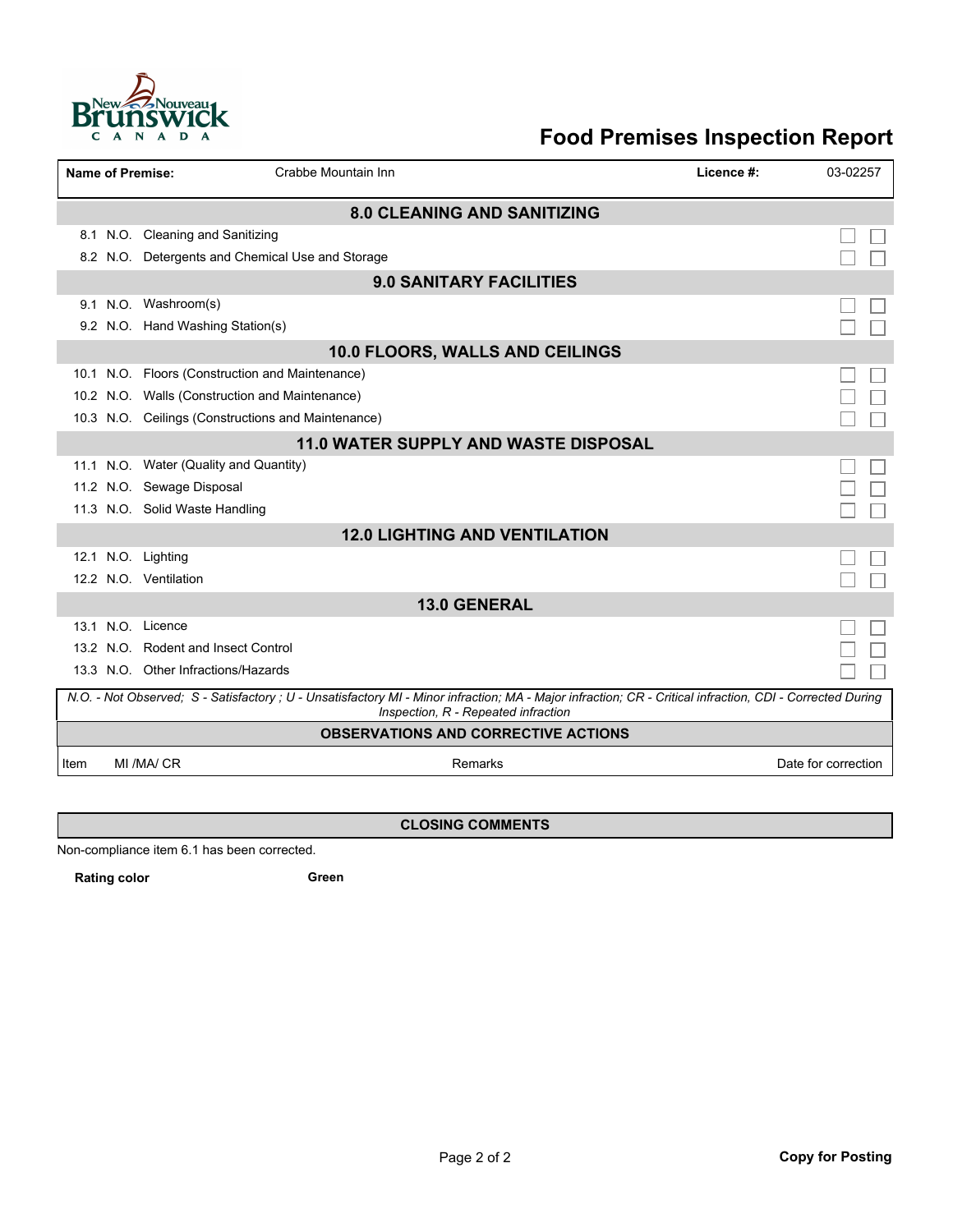# Food Premises Inspection Report

| **Name of Premise:** | Crabbe Mountain Inn | **Licence #:** | 03-02257 |
|---|---|---|---|

## 8.0 CLEANING AND SANITIZING

| | | | | |
|---|---|---|---|---|
| 8.1 | N.O. | Cleaning and Sanitizing | ☐ | ☐ |
| 8.2 | N.O. | Detergents and Chemical Use and Storage | ☐ | ☐ |

## 9.0 SANITARY FACILITIES

| | | | | |
|---|---|---|---|---|
| 9.1 | N.O. | Washroom(s) | ☐ | ☐ |
| 9.2 | N.O. | Hand Washing Station(s) | ☐ | ☐ |

## 10.0 FLOORS, WALLS AND CEILINGS

| | | | | |
|---|---|---|---|---|
| 10.1 | N.O. | Floors (Construction and Maintenance) | ☐ | ☐ |
| 10.2 | N.O. | Walls (Construction and Maintenance) | ☐ | ☐ |
| 10.3 | N.O. | Ceilings (Constructions and Maintenance) | ☐ | ☐ |

## 11.0 WATER SUPPLY AND WASTE DISPOSAL

| | | | | |
|---|---|---|---|---|
| 11.1 | N.O. | Water (Quality and Quantity) | ☐ | ☐ |
| 11.2 | N.O. | Sewage Disposal | ☐ | ☐ |
| 11.3 | N.O. | Solid Waste Handling | ☐ | ☐ |

## 12.0 LIGHTING AND VENTILATION

| | | | | |
|---|---|---|---|---|
| 12.1 | N.O. | Lighting | ☐ | ☐ |
| 12.2 | N.O. | Ventilation | ☐ | ☐ |

## 13.0 GENERAL

| | | | | |
|---|---|---|---|---|
| 13.1 | N.O. | Licence | ☐ | ☐ |
| 13.2 | N.O. | Rodent and Insect Control | ☐ | ☐ |
| 13.3 | N.O. | Other Infractions/Hazards | ☐ | ☐ |

*N.O. - Not Observed; S - Satisfactory ; U - Unsatisfactory MI - Minor infraction; MA - Major infraction; CR - Critical infraction, CDI - Corrected During Inspection, R - Repeated infraction*

## OBSERVATIONS AND CORRECTIVE ACTIONS

| Item | MI /MA/ CR | Remarks | Date for correction |
|---|---|---|---|

## CLOSING COMMENTS

Non-compliance item 6.1 has been corrected.

**Rating color** **Green**

**Copy for Posting**